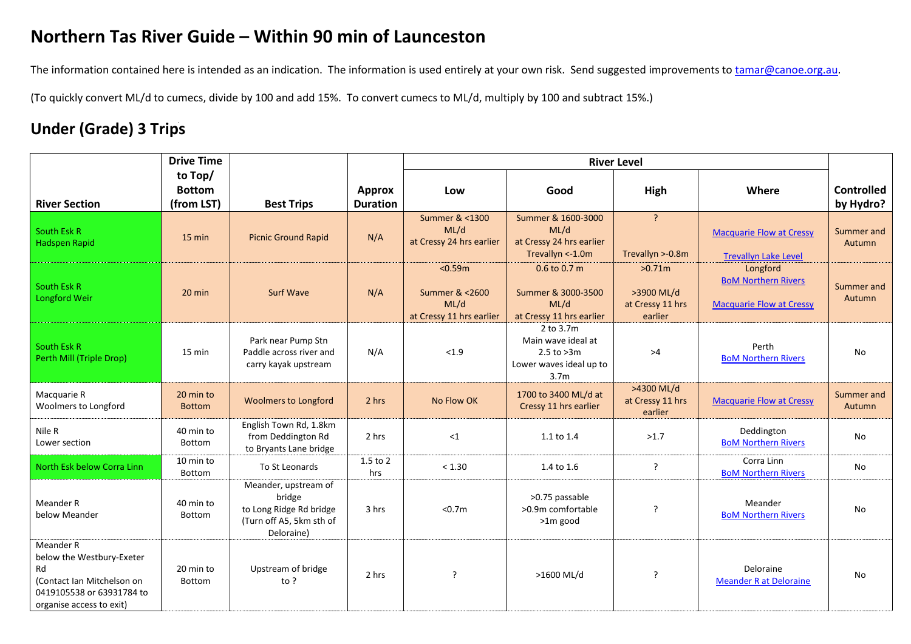# Northern Tas River Guide – Within 90 min of Launceston

The information contained here is intended as an indication. The information is used entirely at your own risk. Send suggested improvements to tamar@canoe.org.au.

(To quickly convert ML/d to cumecs, divide by 100 and add 15%. To convert cumecs to ML/d, multiply by 100 and subtract 15%.)

## Under (Grade) 3 Trips

| River Section | Drive Time to Top/ Bottom (from LST) | Best Trips | Approx Duration | River Level | | | | Controlled by Hydro? |
|---|---|---|---|---|---|---|---|---|
| | | | | Low | Good | High | Where | |
| South Esk R Hadspen Rapid | 15 min | Picnic Ground Rapid | N/A | Summer & <1300 ML/d at Cressy 24 hrs earlier | Summer & 1600-3000 ML/d at Cressy 24 hrs earlier Trevallyn <-1.0m | ? Trevallyn >-0.8m | Macquarie Flow at Cressy Trevallyn Lake Level | Summer and Autumn |
| South Esk R Longford Weir | 20 min | Surf Wave | N/A | <0.59m Summer & <2600 ML/d at Cressy 11 hrs earlier | 0.6 to 0.7 m Summer & 3000-3500 ML/d at Cressy 11 hrs earlier | >0.71m >3900 ML/d at Cressy 11 hrs earlier | Longford BoM Northern Rivers Macquarie Flow at Cressy | Summer and Autumn |
| South Esk R Perth Mill (Triple Drop) | 15 min | Park near Pump Stn Paddle across river and carry kayak upstream | N/A | <1.9 | 2 to 3.7m Main wave ideal at 2.5 to >3m Lower waves ideal up to 3.7m | >4 | Perth BoM Northern Rivers | No |
| Macquarie R Woolmers to Longford | 20 min to Bottom | Woolmers to Longford | 2 hrs | No Flow OK | 1700 to 3400 ML/d at Cressy 11 hrs earlier | >4300 ML/d at Cressy 11 hrs earlier | Macquarie Flow at Cressy | Summer and Autumn |
| Nile R Lower section | 40 min to Bottom | English Town Rd, 1.8km from Deddington Rd to Bryants Lane bridge | 2 hrs | <1 | 1.1 to 1.4 | >1.7 | Deddington BoM Northern Rivers | No |
| North Esk below Corra Linn | 10 min to Bottom | To St Leonards | 1.5 to 2 hrs | < 1.30 | 1.4 to 1.6 | ? | Corra Linn BoM Northern Rivers | No |
| Meander R below Meander | 40 min to Bottom | Meander, upstream of bridge to Long Ridge Rd bridge (Turn off A5, 5km sth of Deloraine) | 3 hrs | <0.7m | >0.75 passable >0.9m comfortable >1m good | ? | Meander BoM Northern Rivers | No |
| Meander R below the Westbury-Exeter Rd (Contact Ian Mitchelson on 0419105538 or 63931784 to organise access to exit) | 20 min to Bottom | Upstream of bridge to ? | 2 hrs | ? | >1600 ML/d | ? | Deloraine Meander R at Deloraine | No |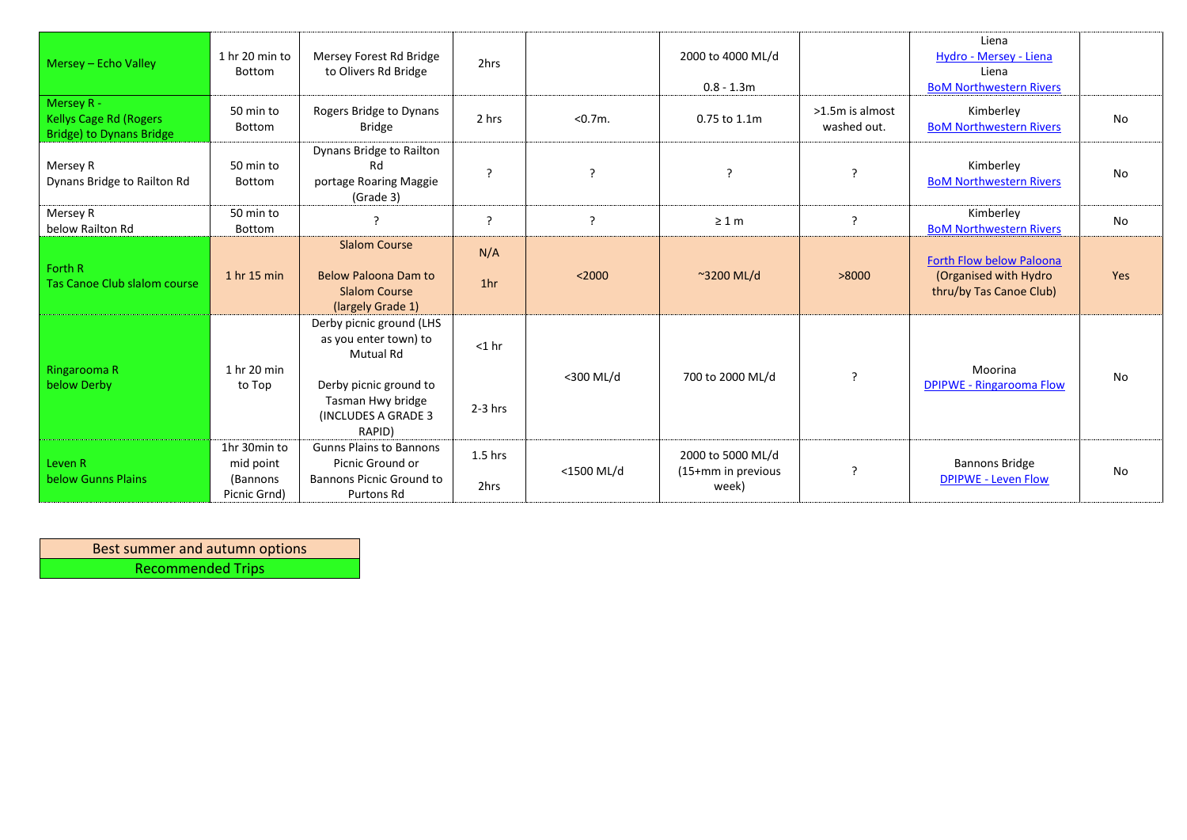| | | | | | | | | |
|---|---|---|---|---|---|---|---|---|
| Mersey – Echo Valley | 1 hr 20 min to Bottom | Mersey Forest Rd Bridge to Olivers Rd Bridge | 2hrs | | 2000 to 4000 ML/d<br><br>0.8 - 1.3m | | Liena<br>Hydro - Mersey - Liena<br>Liena<br>BoM Northwestern Rivers | |
| Mersey R - Kellys Cage Rd (Rogers Bridge) to Dynans Bridge | 50 min to Bottom | Rogers Bridge to Dynans Bridge | 2 hrs | <0.7m. | 0.75 to 1.1m | >1.5m is almost washed out. | Kimberley<br>BoM Northwestern Rivers | No |
| Mersey R<br>Dynans Bridge to Railton Rd | 50 min to Bottom | Dynans Bridge to Railton Rd<br>portage Roaring Maggie (Grade 3) | ? | ? | ? | ? | Kimberley<br>BoM Northwestern Rivers | No |
| Mersey R<br>below Railton Rd | 50 min to Bottom | ? | ? | ? | ≥ 1 m | ? | Kimberley<br>BoM Northwestern Rivers | No |
| Forth R<br>Tas Canoe Club slalom course | 1 hr 15 min | Slalom Course<br><br>Below Paloona Dam to Slalom Course (largely Grade 1) | N/A<br><br>1hr | <2000 | ~3200 ML/d | >8000 | Forth Flow below Paloona<br>(Organised with Hydro thru/by Tas Canoe Club) | Yes |
| Ringarooma R<br>below Derby | 1 hr 20 min to Top | Derby picnic ground (LHS as you enter town) to Mutual Rd<br><br>Derby picnic ground to Tasman Hwy bridge (INCLUDES A GRADE 3 RAPID) | <1 hr<br><br>2-3 hrs | <300 ML/d | 700 to 2000 ML/d | ? | Moorina<br>DPIPWE - Ringarooma Flow | No |
| Leven R<br>below Gunns Plains | 1hr 30min to mid point (Bannons Picnic Grnd) | Gunns Plains to Bannons Picnic Ground or Bannons Picnic Ground to Purtons Rd | 1.5 hrs<br><br>2hrs | <1500 ML/d | 2000 to 5000 ML/d (15+mm in previous week) | ? | Bannons Bridge<br>DPIPWE - Leven Flow | No |

| Legend |
|---|
| Best summer and autumn options |
| Recommended Trips |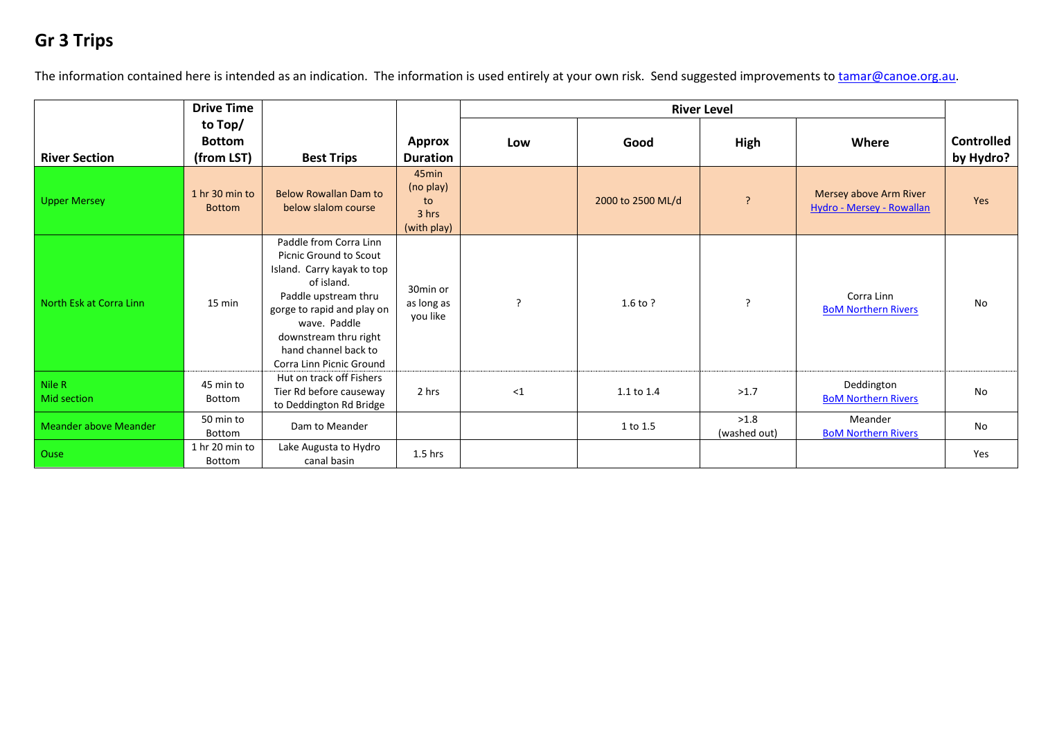## Gr 3 Trips

The information contained here is intended as an indication. The information is used entirely at your own risk. Send suggested improvements to tamar@canoe.org.au.

| River Section | Drive Time to Top/ Bottom (from LST) | Best Trips | Approx Duration | River Level | | | | Controlled by Hydro? |
|---|---|---|---|---|---|---|---|---|
| | | | | Low | Good | High | Where | |
| Upper Mersey | 1 hr 30 min to Bottom | Below Rowallan Dam to below slalom course | 45min (no play) to 3 hrs (with play) | | 2000 to 2500 ML/d | ? | Mersey above Arm River Hydro - Mersey - Rowallan | Yes |
| North Esk at Corra Linn | 15 min | Paddle from Corra Linn Picnic Ground to Scout Island. Carry kayak to top of island. Paddle upstream thru gorge to rapid and play on wave. Paddle downstream thru right hand channel back to Corra Linn Picnic Ground | 30min or as long as you like | ? | 1.6 to ? | ? | Corra Linn BoM Northern Rivers | No |
| Nile R Mid section | 45 min to Bottom | Hut on track off Fishers Tier Rd before causeway to Deddington Rd Bridge | 2 hrs | <1 | 1.1 to 1.4 | >1.7 | Deddington BoM Northern Rivers | No |
| Meander above Meander | 50 min to Bottom | Dam to Meander | | | 1 to 1.5 | >1.8 (washed out) | Meander BoM Northern Rivers | No |
| Ouse | 1 hr 20 min to Bottom | Lake Augusta to Hydro canal basin | 1.5 hrs | | | | | Yes |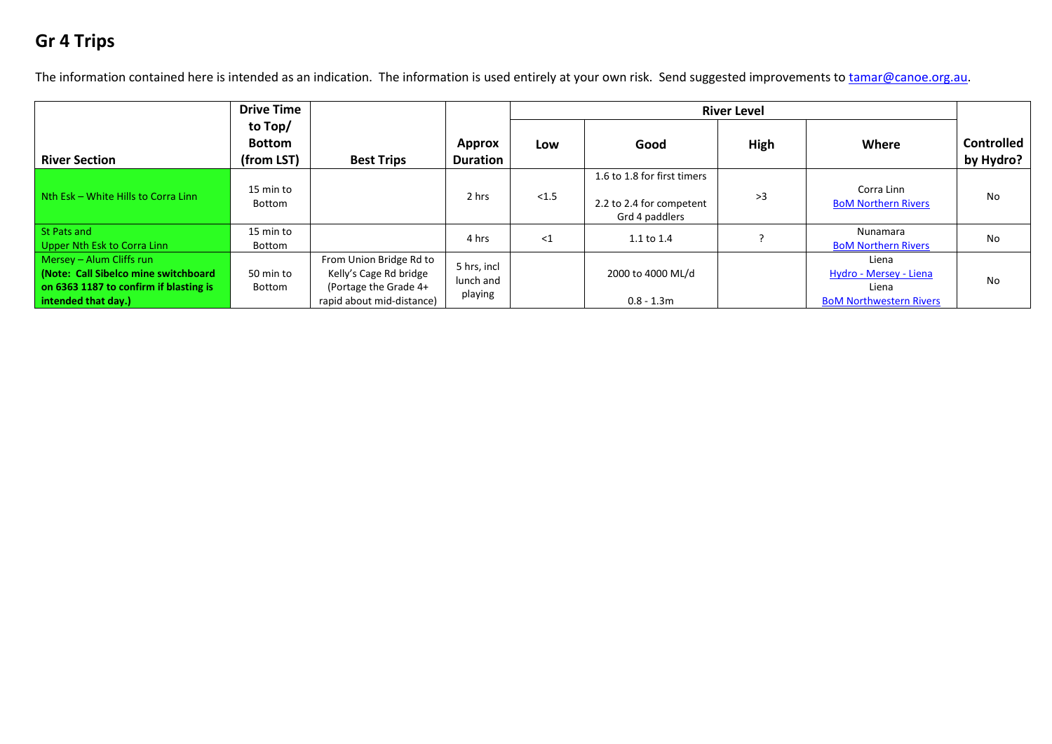## Gr 4 Trips

The information contained here is intended as an indication. The information is used entirely at your own risk. Send suggested improvements to [tamar@canoe.org.au](mailto:tamar@canoe.org.au).

| River Section | Drive Time to Top/ Bottom (from LST) | Best Trips | Approx Duration | River Level | | | | Controlled by Hydro? |
|---|---|---|---|---|---|---|---|---|
| | | | | Low | Good | High | Where | |
| Nth Esk – White Hills to Corra Linn | 15 min to Bottom | | 2 hrs | <1.5 | 1.6 to 1.8 for first timers<br>2.2 to 2.4 for competent Grd 4 paddlers | >3 | Corra Linn<br>BoM Northern Rivers | No |
| St Pats and<br>Upper Nth Esk to Corra Linn | 15 min to Bottom | | 4 hrs | <1 | 1.1 to 1.4 | ? | Nunamara<br>BoM Northern Rivers | No |
| Mersey – Alum Cliffs run<br>**(Note: Call Sibelco mine switchboard on 6363 1187 to confirm if blasting is intended that day.)** | 50 min to Bottom | From Union Bridge Rd to Kelly's Cage Rd bridge (Portage the Grade 4+ rapid about mid-distance) | 5 hrs, incl lunch and playing | | 2000 to 4000 ML/d<br>0.8 - 1.3m | | Liena<br>Hydro - Mersey - Liena<br>Liena<br>BoM Northwestern Rivers | No |